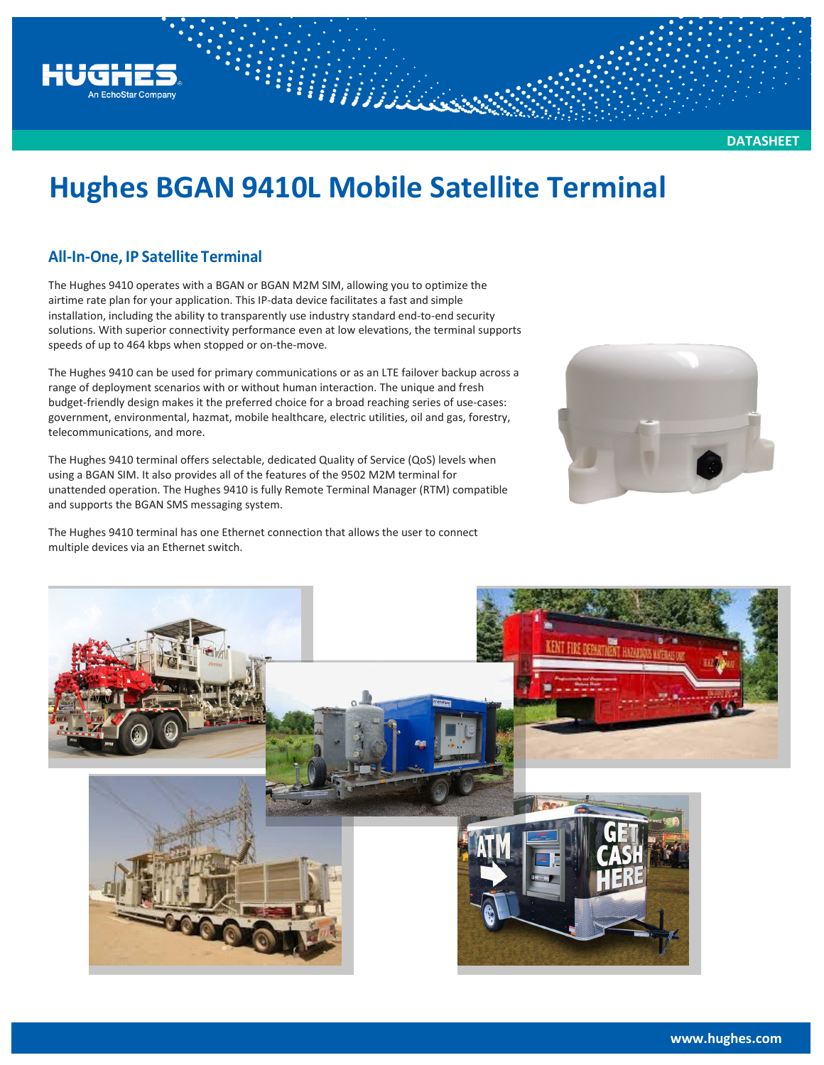# Hughes BGAN 9410L Mobile Satellite Terminal

## All-In-One, IP Satellite Terminal

The Hughes 9410 operates with a BGAN or BGAN M2M SIM, allowing you to optimize the airtime rate plan for your application. This IP-data device facilitates a fast and simple installation, including the ability to transparently use industry standard end-to-end security solutions. With superior connectivity performance even at low elevations, the terminal supports speeds of up to 464 kbps when stopped or on-the-move.

The Hughes 9410 can be used for primary communications or as an LTE failover backup across a range of deployment scenarios with or without human interaction. The unique and fresh budget-friendly design makes it the preferred choice for a broad reaching series of use-cases: government, environmental, hazmat, mobile healthcare, electric utilities, oil and gas, forestry, telecommunications, and more.

The Hughes 9410 terminal offers selectable, dedicated Quality of Service (QoS) levels when using a BGAN SIM. It also provides all of the features of the 9502 M2M terminal for unattended operation. The Hughes 9410 is fully Remote Terminal Manager (RTM) compatible and supports the BGAN SMS messaging system.

The Hughes 9410 terminal has one Ethernet connection that allows the user to connect multiple devices via an Ethernet switch.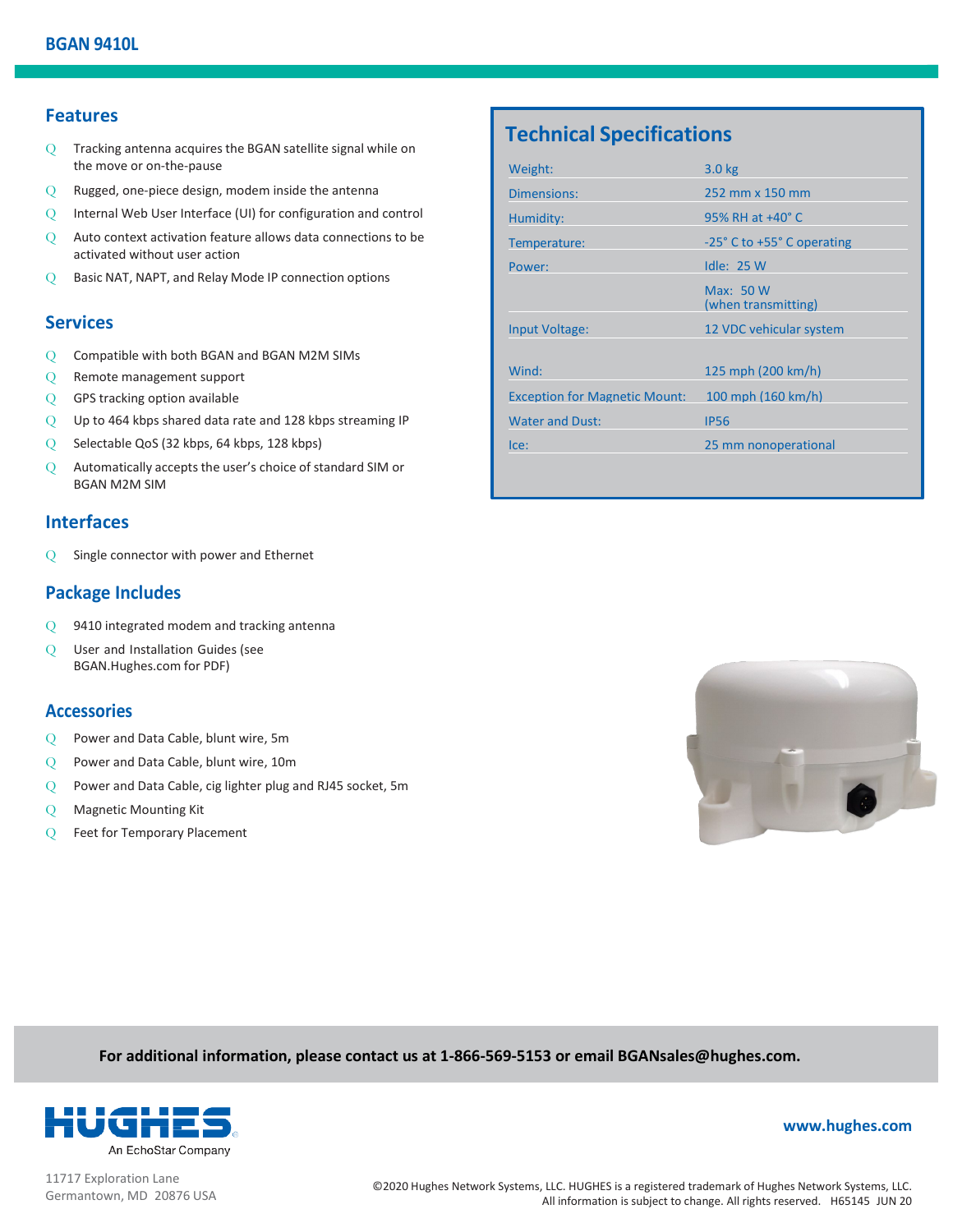## Features

- Tracking antenna acquires the BGAN satellite signal while on the move or on-the-pause
- Rugged, one-piece design, modem inside the antenna
- Internal Web User Interface (UI) for configuration and control
- Auto context activation feature allows data connections to be activated without user action
- Basic NAT, NAPT, and Relay Mode IP connection options

## Services

- Compatible with both BGAN and BGAN M2M SIMs
- Remote management support
- GPS tracking option available
- Up to 464 kbps shared data rate and 128 kbps streaming IP
- Selectable QoS (32 kbps, 64 kbps, 128 kbps)
- Automatically accepts the user's choice of standard SIM or BGAN M2M SIM

## Interfaces

- Single connector with power and Ethernet

## Package Includes

- 9410 integrated modem and tracking antenna
- User and Installation Guides (see BGAN.Hughes.com for PDF)

## Accessories

- Power and Data Cable, blunt wire, 5m
- Power and Data Cable, blunt wire, 10m
- Power and Data Cable, cig lighter plug and RJ45 socket, 5m
- Magnetic Mounting Kit
- Feet for Temporary Placement

## Technical Specifications

| | |
|---|---|
| Weight: | 3.0 kg |
| Dimensions: | 252 mm x 150 mm |
| Humidity: | 95% RH at +40° C |
| Temperature: | -25° C to +55° C operating |
| Power: | Idle: 25 W |
| | Max: 50 W (when transmitting) |
| Input Voltage: | 12 VDC vehicular system |
| Wind: | 125 mph (200 km/h) |
| Exception for Magnetic Mount: | 100 mph (160 km/h) |
| Water and Dust: | IP56 |
| Ice: | 25 mm nonoperational |

**For additional information, please contact us at 1-866-569-5153 or email BGANsales@hughes.com.**

HUGHES
An EchoStar Company

www.hughes.com

11717 Exploration Lane
Germantown, MD 20876 USA

©2020 Hughes Network Systems, LLC. HUGHES is a registered trademark of Hughes Network Systems, LLC. All information is subject to change. All rights reserved. H65145 JUN 20